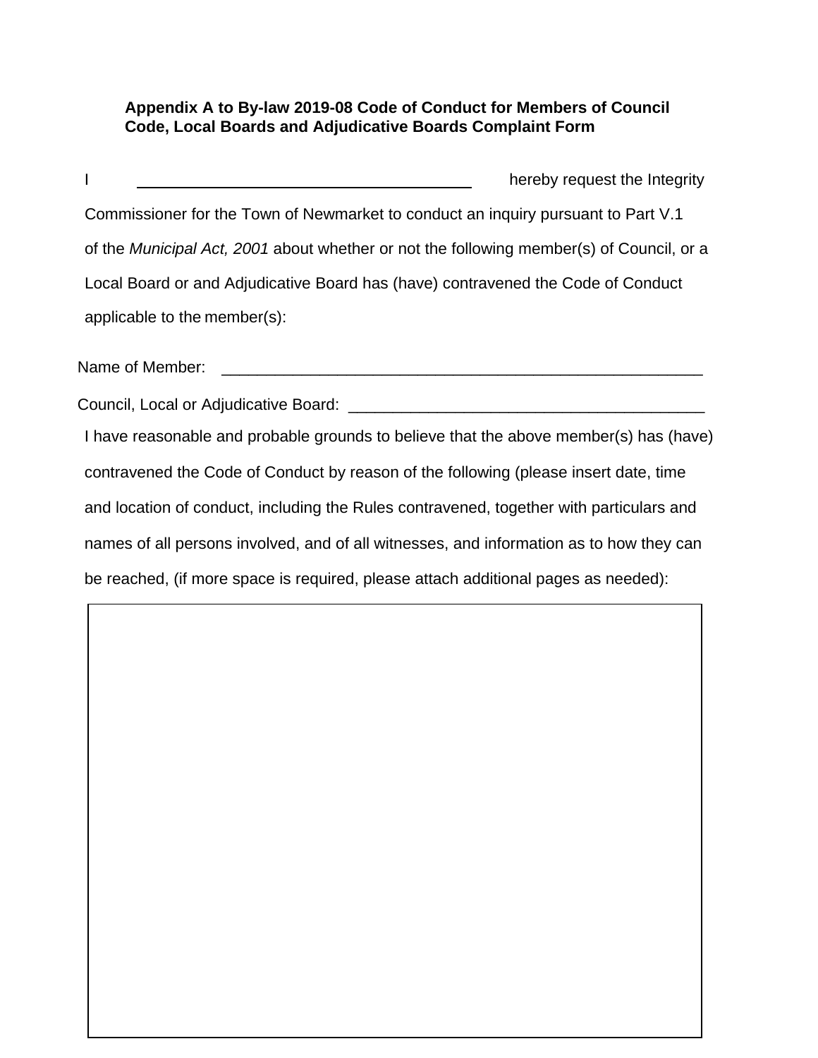**Appendix A to By-law 2019-08 Code of Conduct for Members of Council Code, Local Boards and Adjudicative Boards Complaint Form**

I ________________________________________ hereby request the Integrity Commissioner for the Town of Newmarket to conduct an inquiry pursuant to Part V.1 of the *Municipal Act, 2001* about whether or not the following member(s) of Council, or a Local Board or and Adjudicative Board has (have) contravened the Code of Conduct applicable to the member(s):

Name of Member: ________________________________________________________

Council, Local or Adjudicative Board: _________________________________________

I have reasonable and probable grounds to believe that the above member(s) has (have) contravened the Code of Conduct by reason of the following (please insert date, time and location of conduct, including the Rules contravened, together with particulars and names of all persons involved, and of all witnesses, and information as to how they can be reached, (if more space is required, please attach additional pages as needed):

|   |
|---|
|   |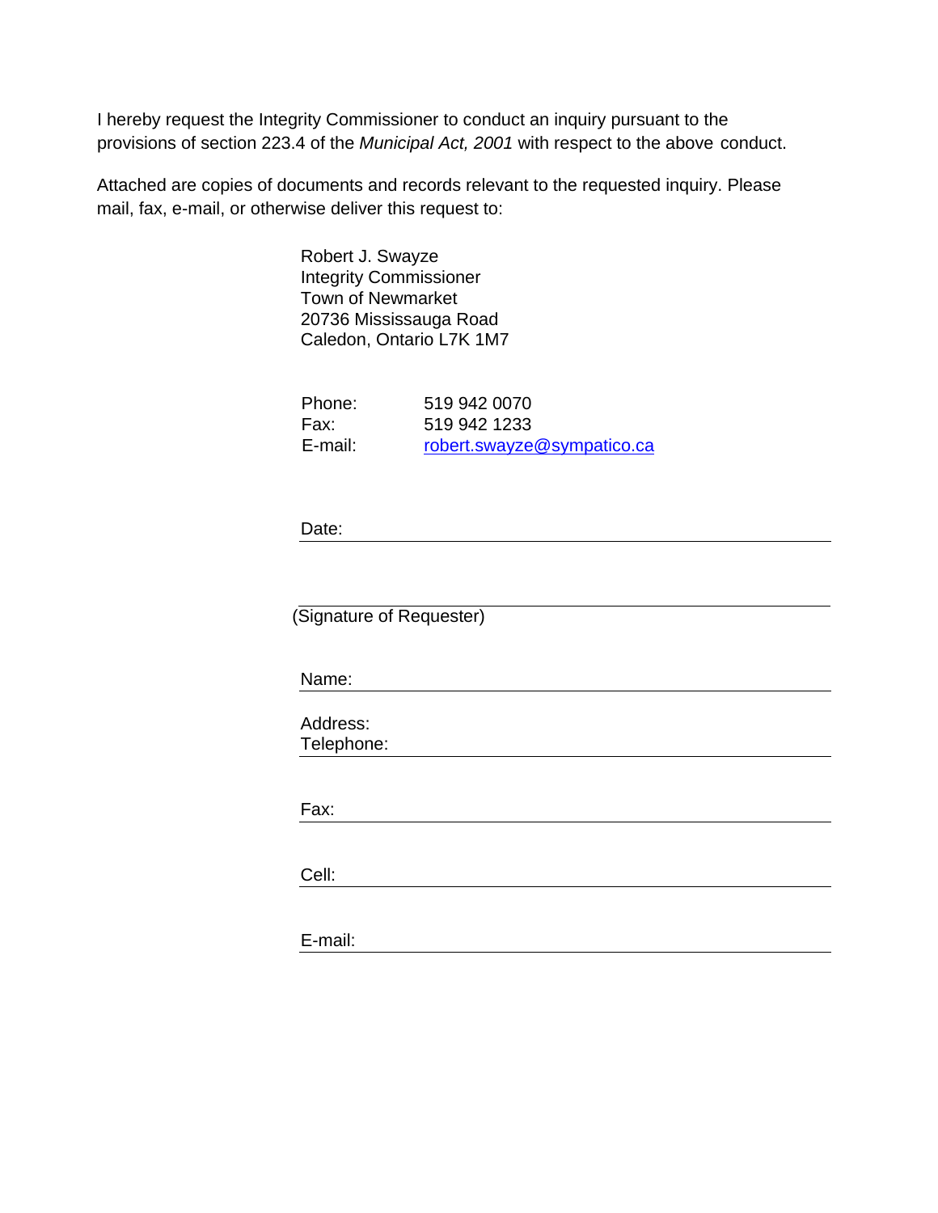I hereby request the Integrity Commissioner to conduct an inquiry pursuant to the provisions of section 223.4 of the *Municipal Act, 2001* with respect to the above conduct.

Attached are copies of documents and records relevant to the requested inquiry. Please mail, fax, e-mail, or otherwise deliver this request to:

Robert J. Swayze
Integrity Commissioner
Town of Newmarket
20736 Mississauga Road
Caledon, Ontario L7K 1M7

| | |
|---|---|
| Phone: | 519 942 0070 |
| Fax: | 519 942 1233 |
| E-mail: | robert.swayze@sympatico.ca |

Date: ______________________________

______________________________
(Signature of Requester)

Name: ______________________________

Address:
Telephone: ______________________________

Fax: ______________________________

Cell: ______________________________

E-mail: ______________________________